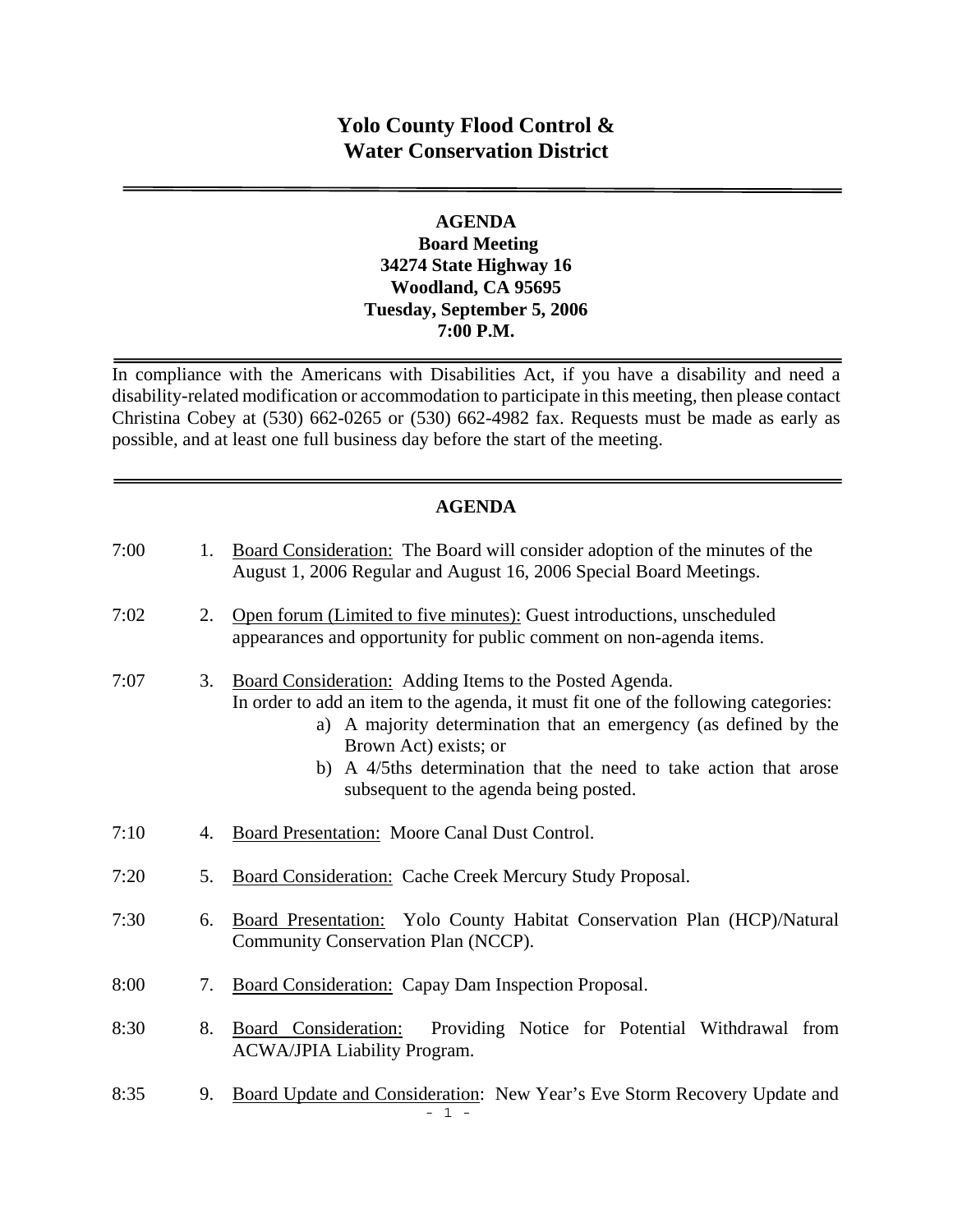# Yolo County Flood Control & Water Conservation District

**AGENDA**
**Board Meeting**
**34274 State Highway 16**
**Woodland, CA 95695**
**Tuesday, September 5, 2006**
**7:00 P.M.**

In compliance with the Americans with Disabilities Act, if you have a disability and need a disability-related modification or accommodation to participate in this meeting, then please contact Christina Cobey at (530) 662-0265 or (530) 662-4982 fax. Requests must be made as early as possible, and at least one full business day before the start of the meeting.

## AGENDA

7:00 1. Board Consideration: The Board will consider adoption of the minutes of the August 1, 2006 Regular and August 16, 2006 Special Board Meetings.

7:02 2. Open forum (Limited to five minutes): Guest introductions, unscheduled appearances and opportunity for public comment on non-agenda items.

7:07 3. Board Consideration: Adding Items to the Posted Agenda.
In order to add an item to the agenda, it must fit one of the following categories:
   a) A majority determination that an emergency (as defined by the Brown Act) exists; or
   b) A 4/5ths determination that the need to take action that arose subsequent to the agenda being posted.

7:10 4. Board Presentation: Moore Canal Dust Control.

7:20 5. Board Consideration: Cache Creek Mercury Study Proposal.

7:30 6. Board Presentation: Yolo County Habitat Conservation Plan (HCP)/Natural Community Conservation Plan (NCCP).

8:00 7. Board Consideration: Capay Dam Inspection Proposal.

8:30 8. Board Consideration: Providing Notice for Potential Withdrawal from ACWA/JPIA Liability Program.

8:35 9. Board Update and Consideration: New Year's Eve Storm Recovery Update and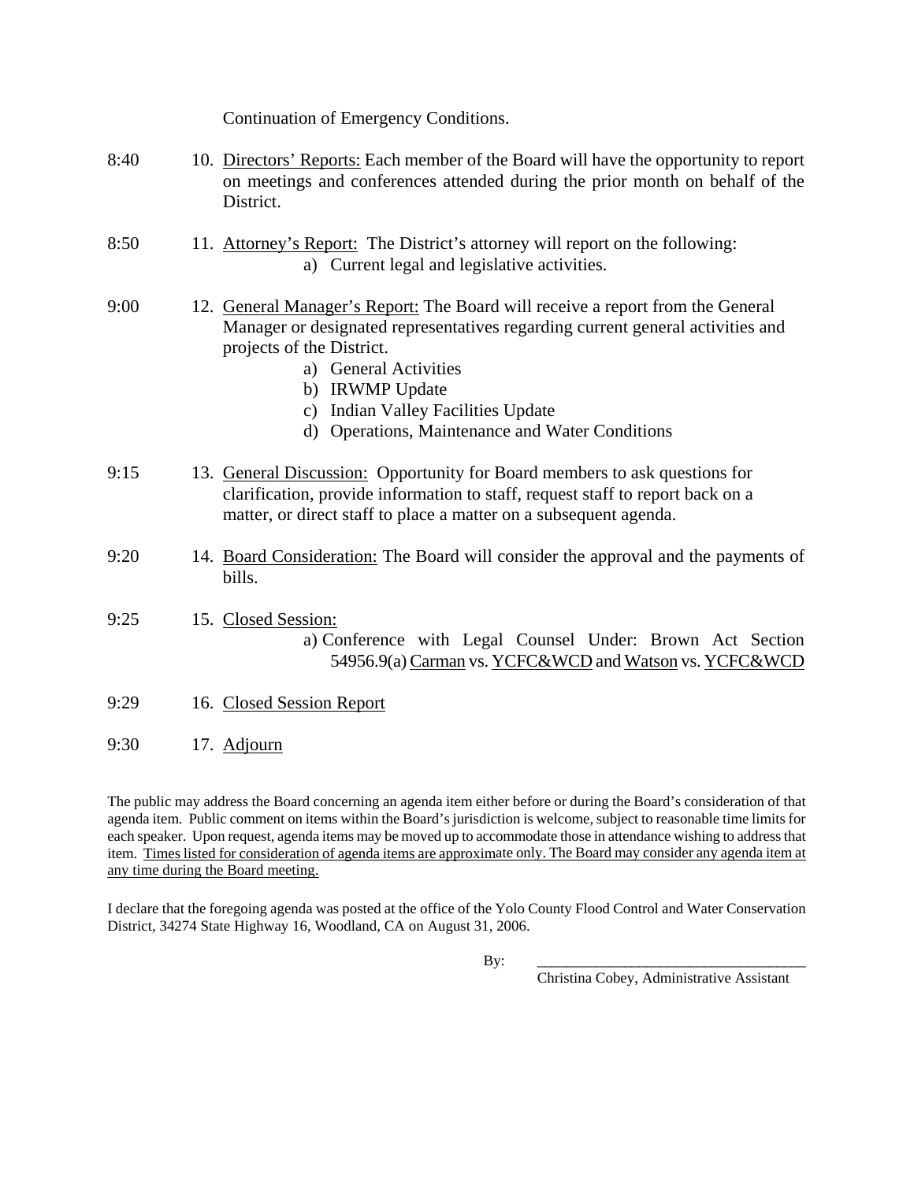Continuation of Emergency Conditions.

8:40 10. Directors' Reports: Each member of the Board will have the opportunity to report on meetings and conferences attended during the prior month on behalf of the District.

8:50 11. Attorney's Report: The District's attorney will report on the following:

a) Current legal and legislative activities.

9:00 12. General Manager's Report: The Board will receive a report from the General Manager or designated representatives regarding current general activities and projects of the District.

a) General Activities
b) IRWMP Update
c) Indian Valley Facilities Update
d) Operations, Maintenance and Water Conditions

9:15 13. General Discussion: Opportunity for Board members to ask questions for clarification, provide information to staff, request staff to report back on a matter, or direct staff to place a matter on a subsequent agenda.

9:20 14. Board Consideration: The Board will consider the approval and the payments of bills.

9:25 15. Closed Session:

a) Conference with Legal Counsel Under: Brown Act Section 54956.9(a) Carman vs. YCFC&WCD and Watson vs. YCFC&WCD

9:29 16. Closed Session Report

9:30 17. Adjourn

The public may address the Board concerning an agenda item either before or during the Board's consideration of that agenda item. Public comment on items within the Board's jurisdiction is welcome, subject to reasonable time limits for each speaker. Upon request, agenda items may be moved up to accommodate those in attendance wishing to address that item. Times listed for consideration of agenda items are approximate only. The Board may consider any agenda item at any time during the Board meeting.

I declare that the foregoing agenda was posted at the office of the Yolo County Flood Control and Water Conservation District, 34274 State Highway 16, Woodland, CA on August 31, 2006.

By: \_\_\_\_\_\_\_\_\_\_\_\_\_\_\_\_\_\_\_\_\_\_\_\_\_\_\_\_\_\_\_\_\_\_\_\_

Christina Cobey, Administrative Assistant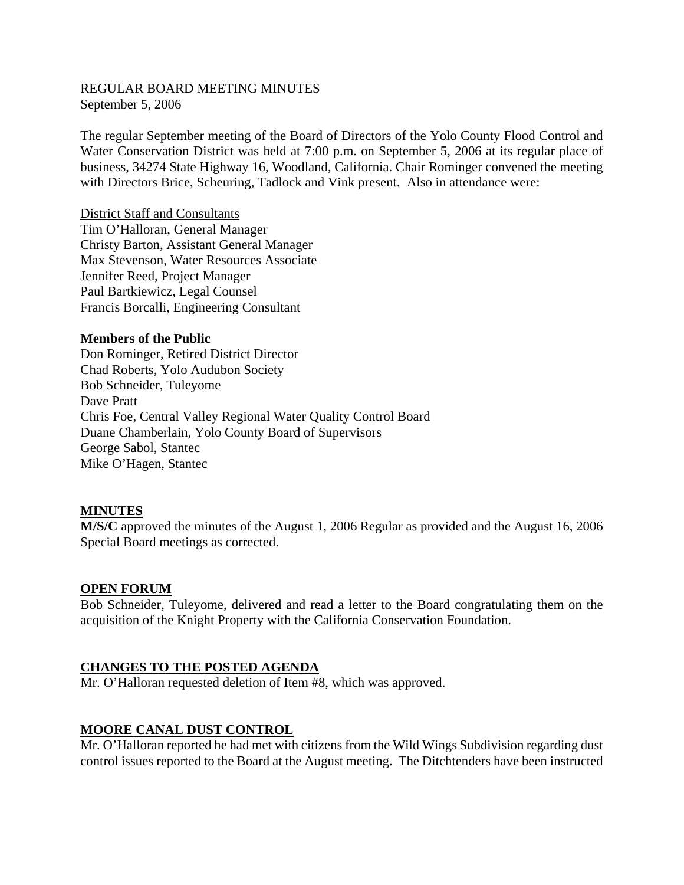REGULAR BOARD MEETING MINUTES
September 5, 2006

The regular September meeting of the Board of Directors of the Yolo County Flood Control and Water Conservation District was held at 7:00 p.m. on September 5, 2006 at its regular place of business, 34274 State Highway 16, Woodland, California. Chair Rominger convened the meeting with Directors Brice, Scheuring, Tadlock and Vink present. Also in attendance were:

District Staff and Consultants
Tim O'Halloran, General Manager
Christy Barton, Assistant General Manager
Max Stevenson, Water Resources Associate
Jennifer Reed, Project Manager
Paul Bartkiewicz, Legal Counsel
Francis Borcalli, Engineering Consultant

**Members of the Public**
Don Rominger, Retired District Director
Chad Roberts, Yolo Audubon Society
Bob Schneider, Tuleyome
Dave Pratt
Chris Foe, Central Valley Regional Water Quality Control Board
Duane Chamberlain, Yolo County Board of Supervisors
George Sabol, Stantec
Mike O'Hagen, Stantec

## MINUTES

**M/S/C** approved the minutes of the August 1, 2006 Regular as provided and the August 16, 2006 Special Board meetings as corrected.

## OPEN FORUM

Bob Schneider, Tuleyome, delivered and read a letter to the Board congratulating them on the acquisition of the Knight Property with the California Conservation Foundation.

## CHANGES TO THE POSTED AGENDA

Mr. O'Halloran requested deletion of Item #8, which was approved.

## MOORE CANAL DUST CONTROL

Mr. O'Halloran reported he had met with citizens from the Wild Wings Subdivision regarding dust control issues reported to the Board at the August meeting. The Ditchtenders have been instructed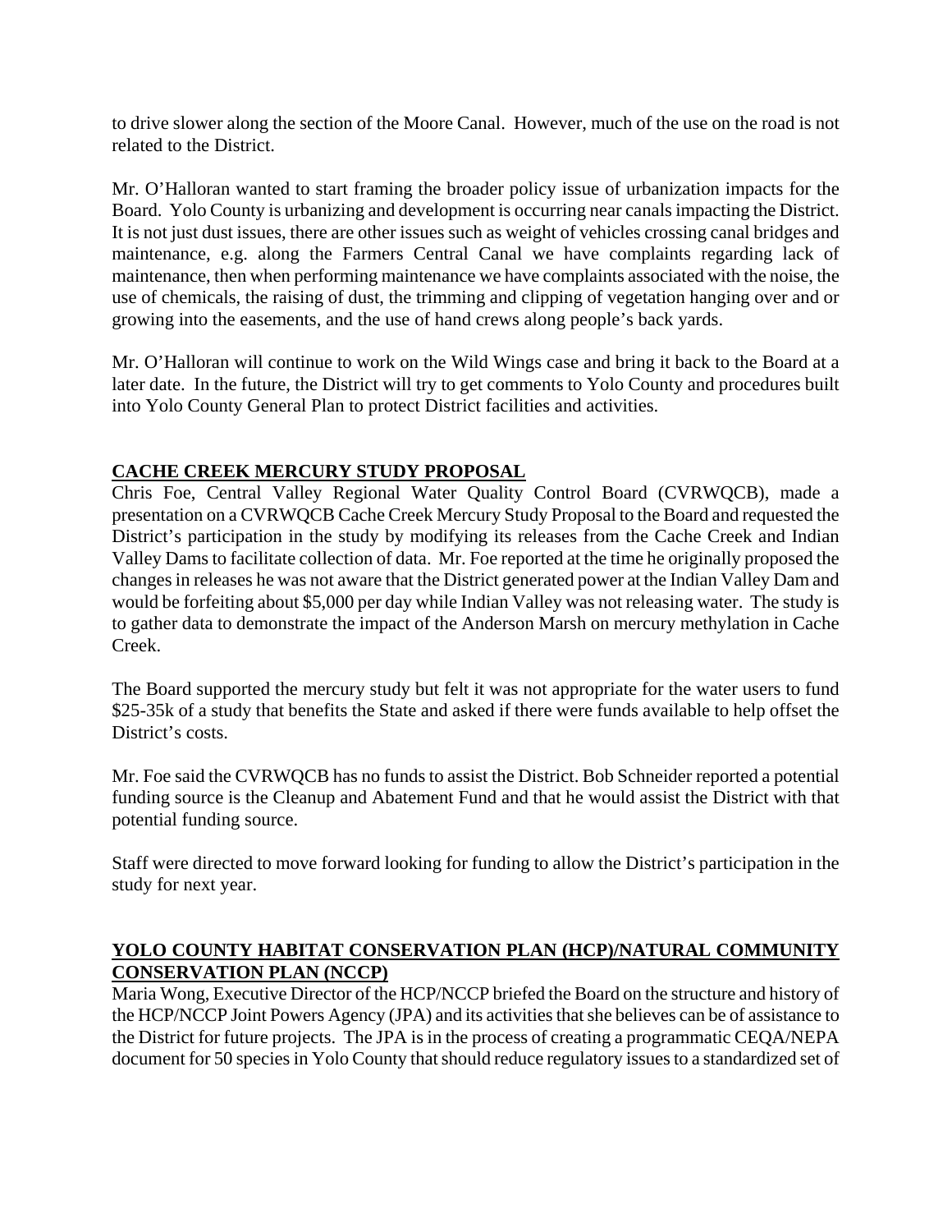to drive slower along the section of the Moore Canal. However, much of the use on the road is not related to the District.

Mr. O'Halloran wanted to start framing the broader policy issue of urbanization impacts for the Board. Yolo County is urbanizing and development is occurring near canals impacting the District. It is not just dust issues, there are other issues such as weight of vehicles crossing canal bridges and maintenance, e.g. along the Farmers Central Canal we have complaints regarding lack of maintenance, then when performing maintenance we have complaints associated with the noise, the use of chemicals, the raising of dust, the trimming and clipping of vegetation hanging over and or growing into the easements, and the use of hand crews along people's back yards.

Mr. O'Halloran will continue to work on the Wild Wings case and bring it back to the Board at a later date. In the future, the District will try to get comments to Yolo County and procedures built into Yolo County General Plan to protect District facilities and activities.

## CACHE CREEK MERCURY STUDY PROPOSAL

Chris Foe, Central Valley Regional Water Quality Control Board (CVRWQCB), made a presentation on a CVRWQCB Cache Creek Mercury Study Proposal to the Board and requested the District's participation in the study by modifying its releases from the Cache Creek and Indian Valley Dams to facilitate collection of data. Mr. Foe reported at the time he originally proposed the changes in releases he was not aware that the District generated power at the Indian Valley Dam and would be forfeiting about $5,000 per day while Indian Valley was not releasing water. The study is to gather data to demonstrate the impact of the Anderson Marsh on mercury methylation in Cache Creek.

The Board supported the mercury study but felt it was not appropriate for the water users to fund $25-35k of a study that benefits the State and asked if there were funds available to help offset the District's costs.

Mr. Foe said the CVRWQCB has no funds to assist the District. Bob Schneider reported a potential funding source is the Cleanup and Abatement Fund and that he would assist the District with that potential funding source.

Staff were directed to move forward looking for funding to allow the District's participation in the study for next year.

## YOLO COUNTY HABITAT CONSERVATION PLAN (HCP)/NATURAL COMMUNITY CONSERVATION PLAN (NCCP)

Maria Wong, Executive Director of the HCP/NCCP briefed the Board on the structure and history of the HCP/NCCP Joint Powers Agency (JPA) and its activities that she believes can be of assistance to the District for future projects. The JPA is in the process of creating a programmatic CEQA/NEPA document for 50 species in Yolo County that should reduce regulatory issues to a standardized set of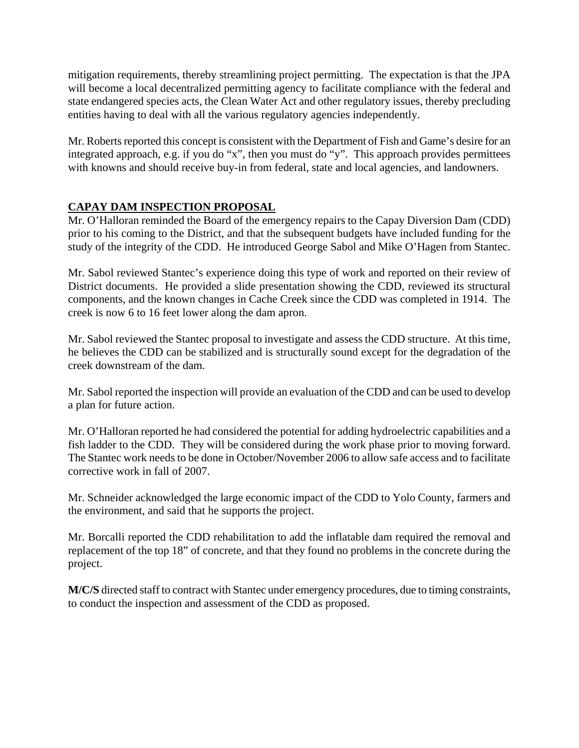mitigation requirements, thereby streamlining project permitting. The expectation is that the JPA will become a local decentralized permitting agency to facilitate compliance with the federal and state endangered species acts, the Clean Water Act and other regulatory issues, thereby precluding entities having to deal with all the various regulatory agencies independently.

Mr. Roberts reported this concept is consistent with the Department of Fish and Game's desire for an integrated approach, e.g. if you do "x", then you must do "y". This approach provides permittees with knowns and should receive buy-in from federal, state and local agencies, and landowners.

## CAPAY DAM INSPECTION PROPOSAL

Mr. O'Halloran reminded the Board of the emergency repairs to the Capay Diversion Dam (CDD) prior to his coming to the District, and that the subsequent budgets have included funding for the study of the integrity of the CDD. He introduced George Sabol and Mike O'Hagen from Stantec.

Mr. Sabol reviewed Stantec's experience doing this type of work and reported on their review of District documents. He provided a slide presentation showing the CDD, reviewed its structural components, and the known changes in Cache Creek since the CDD was completed in 1914. The creek is now 6 to 16 feet lower along the dam apron.

Mr. Sabol reviewed the Stantec proposal to investigate and assess the CDD structure. At this time, he believes the CDD can be stabilized and is structurally sound except for the degradation of the creek downstream of the dam.

Mr. Sabol reported the inspection will provide an evaluation of the CDD and can be used to develop a plan for future action.

Mr. O'Halloran reported he had considered the potential for adding hydroelectric capabilities and a fish ladder to the CDD. They will be considered during the work phase prior to moving forward. The Stantec work needs to be done in October/November 2006 to allow safe access and to facilitate corrective work in fall of 2007.

Mr. Schneider acknowledged the large economic impact of the CDD to Yolo County, farmers and the environment, and said that he supports the project.

Mr. Borcalli reported the CDD rehabilitation to add the inflatable dam required the removal and replacement of the top 18" of concrete, and that they found no problems in the concrete during the project.

**M/C/S** directed staff to contract with Stantec under emergency procedures, due to timing constraints, to conduct the inspection and assessment of the CDD as proposed.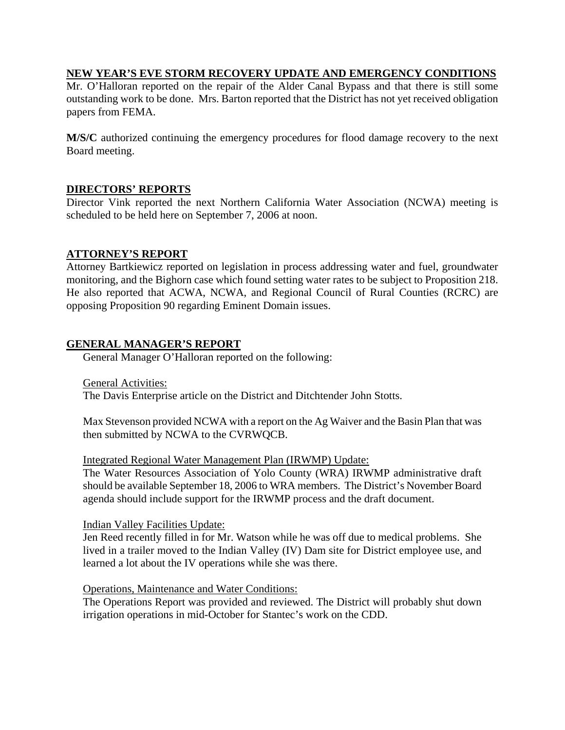## NEW YEAR'S EVE STORM RECOVERY UPDATE AND EMERGENCY CONDITIONS

Mr. O'Halloran reported on the repair of the Alder Canal Bypass and that there is still some outstanding work to be done. Mrs. Barton reported that the District has not yet received obligation papers from FEMA.

**M/S/C** authorized continuing the emergency procedures for flood damage recovery to the next Board meeting.

## DIRECTORS' REPORTS

Director Vink reported the next Northern California Water Association (NCWA) meeting is scheduled to be held here on September 7, 2006 at noon.

## ATTORNEY'S REPORT

Attorney Bartkiewicz reported on legislation in process addressing water and fuel, groundwater monitoring, and the Bighorn case which found setting water rates to be subject to Proposition 218. He also reported that ACWA, NCWA, and Regional Council of Rural Counties (RCRC) are opposing Proposition 90 regarding Eminent Domain issues.

## GENERAL MANAGER'S REPORT

General Manager O'Halloran reported on the following:

General Activities:
The Davis Enterprise article on the District and Ditchtender John Stotts.

Max Stevenson provided NCWA with a report on the Ag Waiver and the Basin Plan that was then submitted by NCWA to the CVRWQCB.

Integrated Regional Water Management Plan (IRWMP) Update:
The Water Resources Association of Yolo County (WRA) IRWMP administrative draft should be available September 18, 2006 to WRA members. The District's November Board agenda should include support for the IRWMP process and the draft document.

Indian Valley Facilities Update:
Jen Reed recently filled in for Mr. Watson while he was off due to medical problems. She lived in a trailer moved to the Indian Valley (IV) Dam site for District employee use, and learned a lot about the IV operations while she was there.

Operations, Maintenance and Water Conditions:
The Operations Report was provided and reviewed. The District will probably shut down irrigation operations in mid-October for Stantec's work on the CDD.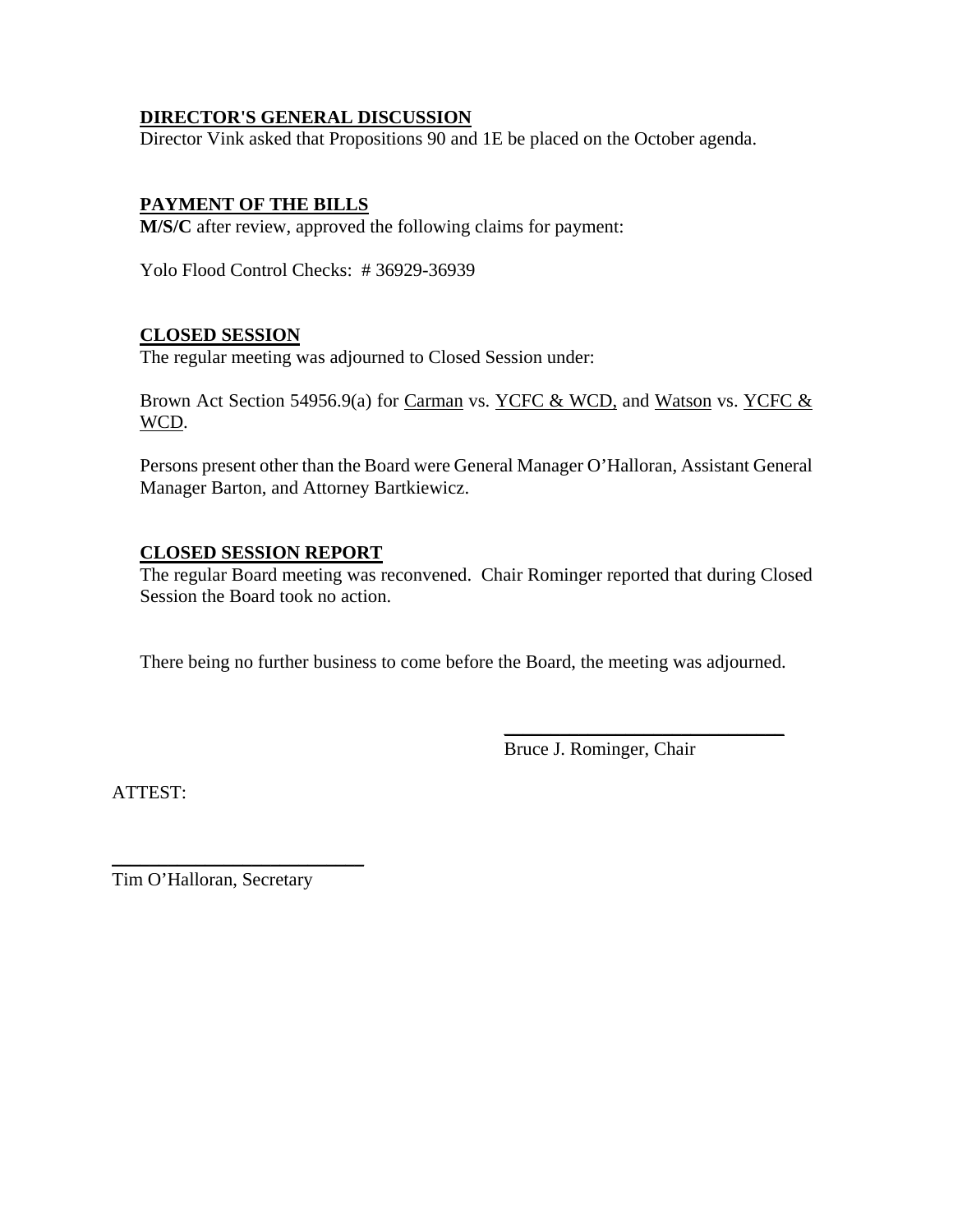**DIRECTOR'S GENERAL DISCUSSION**

Director Vink asked that Propositions 90 and 1E be placed on the October agenda.

**PAYMENT OF THE BILLS**

**M/S/C** after review, approved the following claims for payment:

Yolo Flood Control Checks: # 36929-36939

**CLOSED SESSION**

The regular meeting was adjourned to Closed Session under:

Brown Act Section 54956.9(a) for Carman vs. YCFC & WCD, and Watson vs. YCFC & WCD.

Persons present other than the Board were General Manager O'Halloran, Assistant General Manager Barton, and Attorney Bartkiewicz.

**CLOSED SESSION REPORT**

The regular Board meeting was reconvened. Chair Rominger reported that during Closed Session the Board took no action.

There being no further business to come before the Board, the meeting was adjourned.

\_\_\_\_\_\_\_\_\_\_\_\_\_\_\_\_\_\_\_\_\_\_\_\_\_\_\_\_\_\_
Bruce J. Rominger, Chair

ATTEST:

\_\_\_\_\_\_\_\_\_\_\_\_\_\_\_\_\_\_\_\_\_\_\_\_\_\_\_\_\_\_
Tim O'Halloran, Secretary